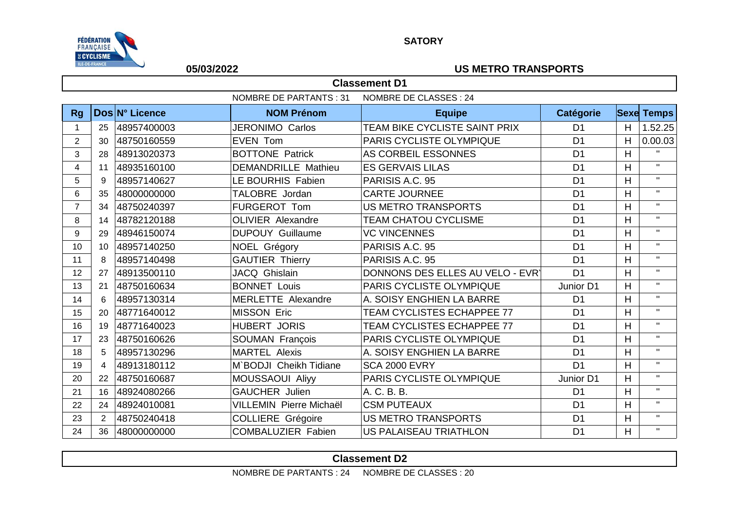**SATORY**

**05/03/2022** **US METRO TRANSPORTS**

## Classement D1

NOMBRE DE PARTANTS : 31 NOMBRE DE CLASSES : 24

| Rg | Dos | N° Licence | NOM Prénom | Equipe | Catégorie | Sexe | Temps |
|---|---|---|---|---|---|---|---|
| 1 | 25 | 48957400003 | JERONIMO Carlos | TEAM BIKE CYCLISTE SAINT PRIX | D1 | H | 1.52.25 |
| 2 | 30 | 48750160559 | EVEN Tom | PARIS CYCLISTE OLYMPIQUE | D1 | H | 0.00.03 |
| 3 | 28 | 48913020373 | BOTTONE Patrick | AS CORBEIL ESSONNES | D1 | H | " |
| 4 | 11 | 48935160100 | DEMANDRILLE Mathieu | ES GERVAIS LILAS | D1 | H | " |
| 5 | 9 | 48957140627 | LE BOURHIS Fabien | PARISIS A.C. 95 | D1 | H | " |
| 6 | 35 | 48000000000 | TALOBRE Jordan | CARTE JOURNEE | D1 | H | " |
| 7 | 34 | 48750240397 | FURGEROT Tom | US METRO TRANSPORTS | D1 | H | " |
| 8 | 14 | 48782120188 | OLIVIER Alexandre | TEAM CHATOU CYCLISME | D1 | H | " |
| 9 | 29 | 48946150074 | DUPOUY Guillaume | VC VINCENNES | D1 | H | " |
| 10 | 10 | 48957140250 | NOEL Grégory | PARISIS A.C. 95 | D1 | H | " |
| 11 | 8 | 48957140498 | GAUTIER Thierry | PARISIS A.C. 95 | D1 | H | " |
| 12 | 27 | 48913500110 | JACQ Ghislain | DONNONS DES ELLES AU VELO - EVR | D1 | H | " |
| 13 | 21 | 48750160634 | BONNET Louis | PARIS CYCLISTE OLYMPIQUE | Junior D1 | H | " |
| 14 | 6 | 48957130314 | MERLETTE Alexandre | A. SOISY ENGHIEN LA BARRE | D1 | H | " |
| 15 | 20 | 48771640012 | MISSON Eric | TEAM CYCLISTES ECHAPPEE 77 | D1 | H | " |
| 16 | 19 | 48771640023 | HUBERT JORIS | TEAM CYCLISTES ECHAPPEE 77 | D1 | H | " |
| 17 | 23 | 48750160626 | SOUMAN François | PARIS CYCLISTE OLYMPIQUE | D1 | H | " |
| 18 | 5 | 48957130296 | MARTEL Alexis | A. SOISY ENGHIEN LA BARRE | D1 | H | " |
| 19 | 4 | 48913180112 | M`BODJI Cheikh Tidiane | SCA 2000 EVRY | D1 | H | " |
| 20 | 22 | 48750160687 | MOUSSAOUI Aliyy | PARIS CYCLISTE OLYMPIQUE | Junior D1 | H | " |
| 21 | 16 | 48924080266 | GAUCHER Julien | A. C. B. B. | D1 | H | " |
| 22 | 24 | 48924010081 | VILLEMIN Pierre Michaël | CSM PUTEAUX | D1 | H | " |
| 23 | 2 | 48750240418 | COLLIERE Grégoire | US METRO TRANSPORTS | D1 | H | " |
| 24 | 36 | 48000000000 | COMBALUZIER Fabien | US PALAISEAU TRIATHLON | D1 | H | " |

## Classement D2

NOMBRE DE PARTANTS : 24 NOMBRE DE CLASSES : 20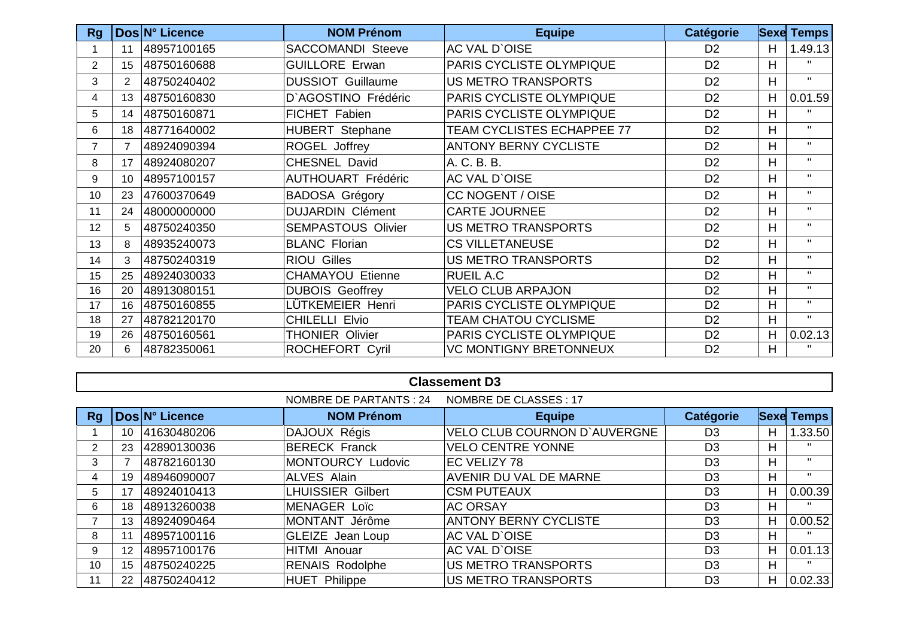| Rg | Dos | N° Licence | NOM Prénom | Equipe | Catégorie | Sexe | Temps |
|---|---|---|---|---|---|---|---|
| 1 | 11 | 48957100165 | SACCOMANDI Steeve | AC VAL D`OISE | D2 | H | 1.49.13 |
| 2 | 15 | 48750160688 | GUILLORE Erwan | PARIS CYCLISTE OLYMPIQUE | D2 | H | " |
| 3 | 2 | 48750240402 | DUSSIOT Guillaume | US METRO TRANSPORTS | D2 | H | " |
| 4 | 13 | 48750160830 | D`AGOSTINO Frédéric | PARIS CYCLISTE OLYMPIQUE | D2 | H | 0.01.59 |
| 5 | 14 | 48750160871 | FICHET Fabien | PARIS CYCLISTE OLYMPIQUE | D2 | H | " |
| 6 | 18 | 48771640002 | HUBERT Stephane | TEAM CYCLISTES ECHAPPEE 77 | D2 | H | " |
| 7 | 7 | 48924090394 | ROGEL Joffrey | ANTONY BERNY CYCLISTE | D2 | H | " |
| 8 | 17 | 48924080207 | CHESNEL David | A. C. B. B. | D2 | H | " |
| 9 | 10 | 48957100157 | AUTHOUART Frédéric | AC VAL D`OISE | D2 | H | " |
| 10 | 23 | 47600370649 | BADOSA Grégory | CC NOGENT / OISE | D2 | H | " |
| 11 | 24 | 48000000000 | DUJARDIN Clément | CARTE JOURNEE | D2 | H | " |
| 12 | 5 | 48750240350 | SEMPASTOUS Olivier | US METRO TRANSPORTS | D2 | H | " |
| 13 | 8 | 48935240073 | BLANC Florian | CS VILLETANEUSE | D2 | H | " |
| 14 | 3 | 48750240319 | RIOU Gilles | US METRO TRANSPORTS | D2 | H | " |
| 15 | 25 | 48924030033 | CHAMAYOU Etienne | RUEIL A.C | D2 | H | " |
| 16 | 20 | 48913080151 | DUBOIS Geoffrey | VELO CLUB ARPAJON | D2 | H | " |
| 17 | 16 | 48750160855 | LÜTKEMEIER Henri | PARIS CYCLISTE OLYMPIQUE | D2 | H | " |
| 18 | 27 | 48782120170 | CHILELLI Elvio | TEAM CHATOU CYCLISME | D2 | H | " |
| 19 | 26 | 48750160561 | THONIER Olivier | PARIS CYCLISTE OLYMPIQUE | D2 | H | 0.02.13 |
| 20 | 6 | 48782350061 | ROCHEFORT Cyril | VC MONTIGNY BRETONNEUX | D2 | H | " |

## Classement D3

NOMBRE DE PARTANTS : 24 NOMBRE DE CLASSES : 17

| Rg | Dos | N° Licence | NOM Prénom | Equipe | Catégorie | Sexe | Temps |
|---|---|---|---|---|---|---|---|
| 1 | 10 | 41630480206 | DAJOUX Régis | VELO CLUB COURNON D`AUVERGNE | D3 | H | 1.33.50 |
| 2 | 23 | 42890130036 | BERECK Franck | VELO CENTRE YONNE | D3 | H | " |
| 3 | 7 | 48782160130 | MONTOURCY Ludovic | EC VELIZY 78 | D3 | H | " |
| 4 | 19 | 48946090007 | ALVES Alain | AVENIR DU VAL DE MARNE | D3 | H | " |
| 5 | 17 | 48924010413 | LHUISSIER Gilbert | CSM PUTEAUX | D3 | H | 0.00.39 |
| 6 | 18 | 48913260038 | MENAGER Loïc | AC ORSAY | D3 | H | " |
| 7 | 13 | 48924090464 | MONTANT Jérôme | ANTONY BERNY CYCLISTE | D3 | H | 0.00.52 |
| 8 | 11 | 48957100116 | GLEIZE Jean Loup | AC VAL D`OISE | D3 | H | " |
| 9 | 12 | 48957100176 | HITMI Anouar | AC VAL D`OISE | D3 | H | 0.01.13 |
| 10 | 15 | 48750240225 | RENAIS Rodolphe | US METRO TRANSPORTS | D3 | H | " |
| 11 | 22 | 48750240412 | HUET Philippe | US METRO TRANSPORTS | D3 | H | 0.02.33 |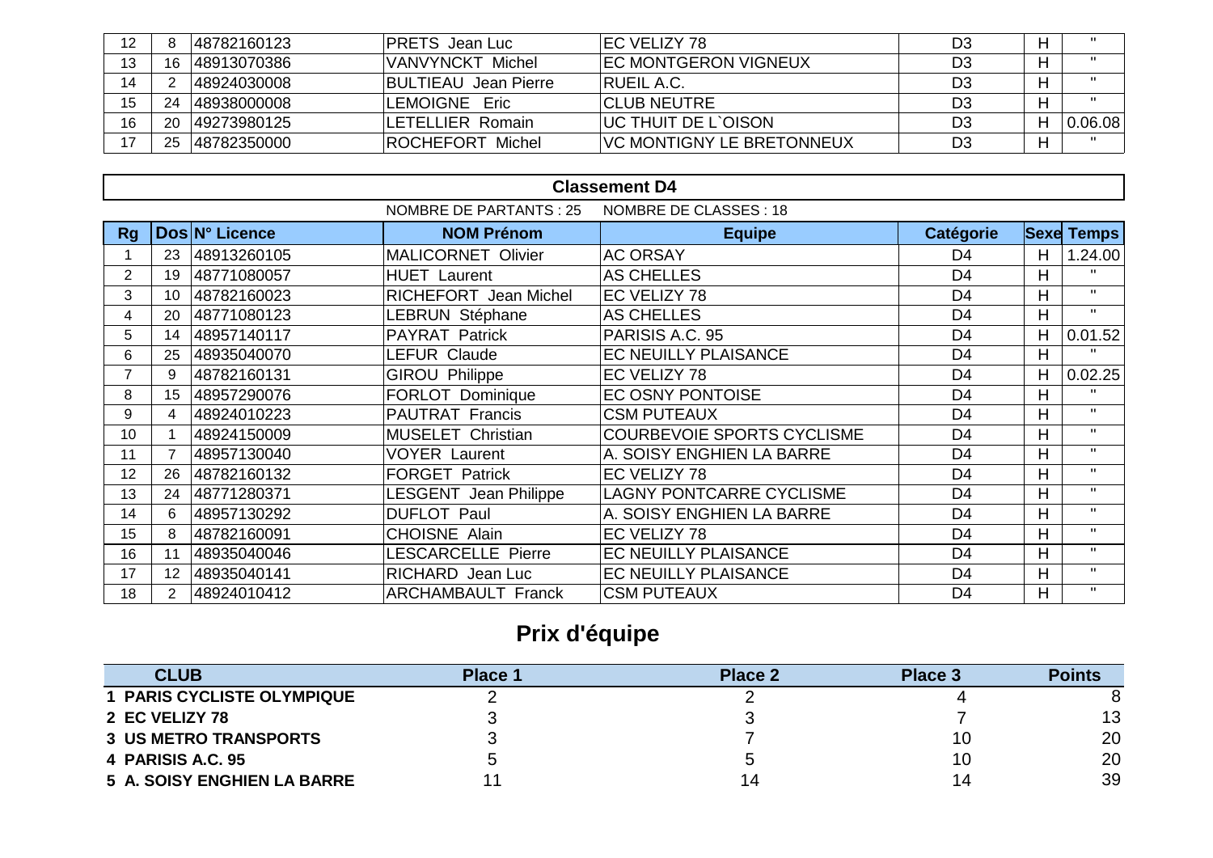| | | | | | | | |
|---|---|---|---|---|---|---|---|
| 12 | 8 | 48782160123 | PRETS Jean Luc | EC VELIZY 78 | D3 | H | " |
| 13 | 16 | 48913070386 | VANVYNCKT Michel | EC MONTGERON VIGNEUX | D3 | H | " |
| 14 | 2 | 48924030008 | BULTIEAU Jean Pierre | RUEIL A.C. | D3 | H | " |
| 15 | 24 | 48938000008 | LEMOIGNE Eric | CLUB NEUTRE | D3 | H | " |
| 16 | 20 | 49273980125 | LETELLIER Romain | UC THUIT DE L`OISON | D3 | H | 0.06.08 |
| 17 | 25 | 48782350000 | ROCHEFORT Michel | VC MONTIGNY LE BRETONNEUX | D3 | H | " |

## Classement D4

NOMBRE DE PARTANTS : 25 NOMBRE DE CLASSES : 18

| Rg | Dos | N° Licence | NOM Prénom | Equipe | Catégorie | Sexe | Temps |
|---|---|---|---|---|---|---|---|
| 1 | 23 | 48913260105 | MALICORNET Olivier | AC ORSAY | D4 | H | 1.24.00 |
| 2 | 19 | 48771080057 | HUET Laurent | AS CHELLES | D4 | H | " |
| 3 | 10 | 48782160023 | RICHEFORT Jean Michel | EC VELIZY 78 | D4 | H | " |
| 4 | 20 | 48771080123 | LEBRUN Stéphane | AS CHELLES | D4 | H | " |
| 5 | 14 | 48957140117 | PAYRAT Patrick | PARISIS A.C. 95 | D4 | H | 0.01.52 |
| 6 | 25 | 48935040070 | LEFUR Claude | EC NEUILLY PLAISANCE | D4 | H | " |
| 7 | 9 | 48782160131 | GIROU Philippe | EC VELIZY 78 | D4 | H | 0.02.25 |
| 8 | 15 | 48957290076 | FORLOT Dominique | EC OSNY PONTOISE | D4 | H | " |
| 9 | 4 | 48924010223 | PAUTRAT Francis | CSM PUTEAUX | D4 | H | " |
| 10 | 1 | 48924150009 | MUSELET Christian | COURBEVOIE SPORTS CYCLISME | D4 | H | " |
| 11 | 7 | 48957130040 | VOYER Laurent | A. SOISY ENGHIEN LA BARRE | D4 | H | " |
| 12 | 26 | 48782160132 | FORGET Patrick | EC VELIZY 78 | D4 | H | " |
| 13 | 24 | 48771280371 | LESGENT Jean Philippe | LAGNY PONTCARRE CYCLISME | D4 | H | " |
| 14 | 6 | 48957130292 | DUFLOT Paul | A. SOISY ENGHIEN LA BARRE | D4 | H | " |
| 15 | 8 | 48782160091 | CHOISNE Alain | EC VELIZY 78 | D4 | H | " |
| 16 | 11 | 48935040046 | LESCARCELLE Pierre | EC NEUILLY PLAISANCE | D4 | H | " |
| 17 | 12 | 48935040141 | RICHARD Jean Luc | EC NEUILLY PLAISANCE | D4 | H | " |
| 18 | 2 | 48924010412 | ARCHAMBAULT Franck | CSM PUTEAUX | D4 | H | " |

## Prix d'équipe

| CLUB | Place 1 | Place 2 | Place 3 | Points |
|---|---|---|---|---|
| **1 PARIS CYCLISTE OLYMPIQUE** | 2 | 2 | 4 | 8 |
| **2 EC VELIZY 78** | 3 | 3 | 7 | 13 |
| **3 US METRO TRANSPORTS** | 3 | 7 | 10 | 20 |
| **4 PARISIS A.C. 95** | 5 | 5 | 10 | 20 |
| **5 A. SOISY ENGHIEN LA BARRE** | 11 | 14 | 14 | 39 |